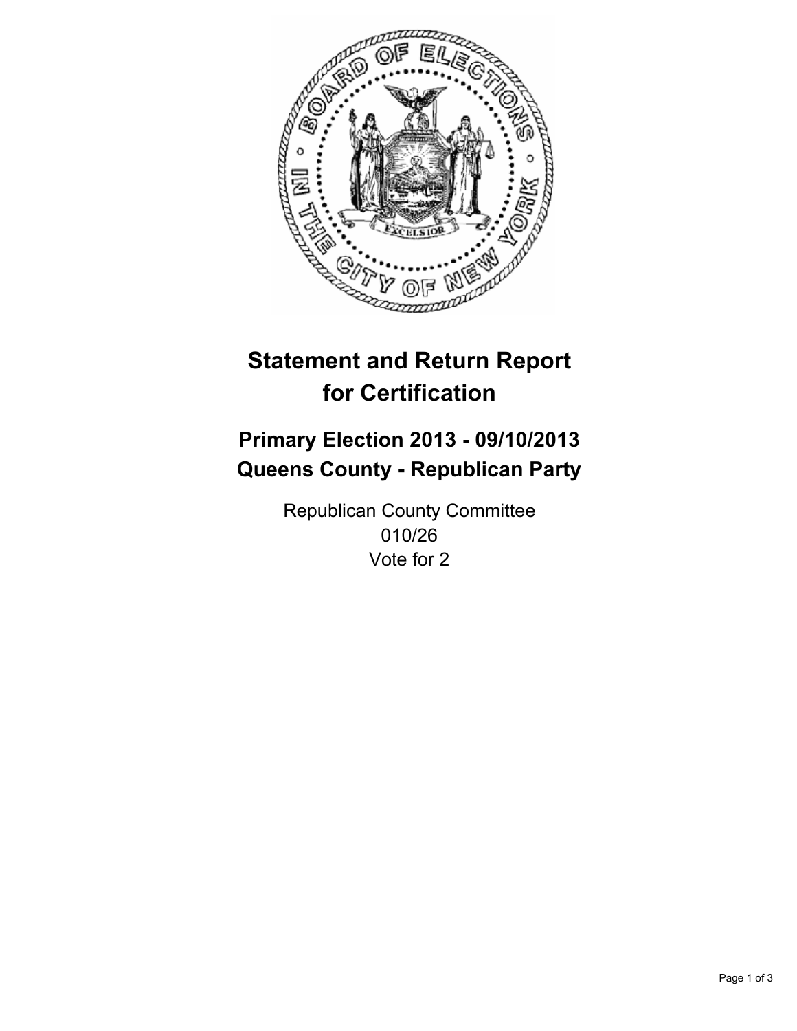# Statement and Return Report for Certification

## Primary Election 2013 - 09/10/2013
## Queens County - Republican Party

Republican County Committee
010/26
Vote for 2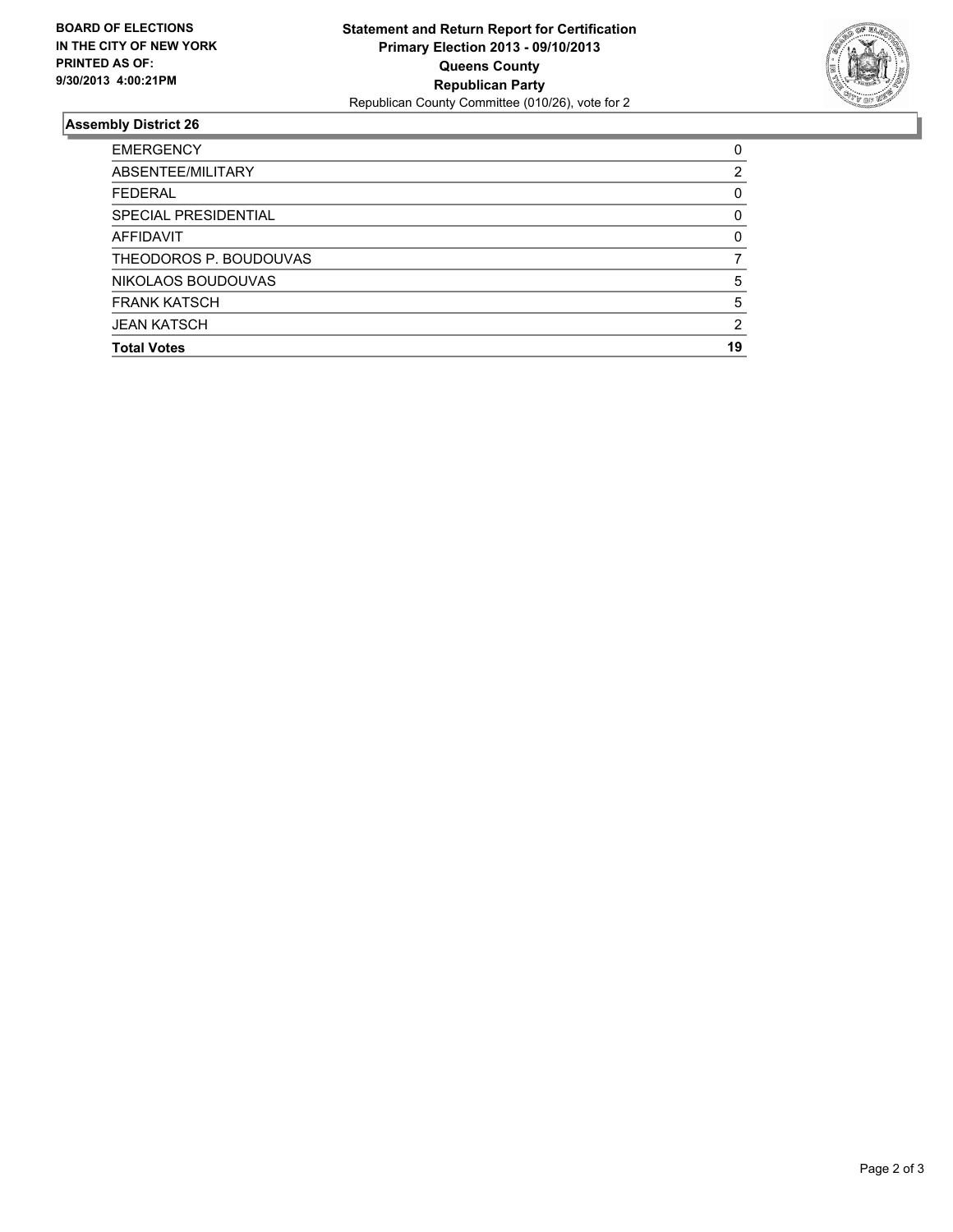**BOARD OF ELECTIONS IN THE CITY OF NEW YORK PRINTED AS OF: 9/30/2013 4:00:21PM**

**Statement and Return Report for Certification**
**Primary Election 2013 - 09/10/2013**
**Queens County**
**Republican Party**
Republican County Committee (010/26), vote for 2

## Assembly District 26

| | |
|---|---|
| EMERGENCY | 0 |
| ABSENTEE/MILITARY | 2 |
| FEDERAL | 0 |
| SPECIAL PRESIDENTIAL | 0 |
| AFFIDAVIT | 0 |
| THEODOROS P. BOUDOUVAS | 7 |
| NIKOLAOS BOUDOUVAS | 5 |
| FRANK KATSCH | 5 |
| JEAN KATSCH | 2 |
| **Total Votes** | **19** |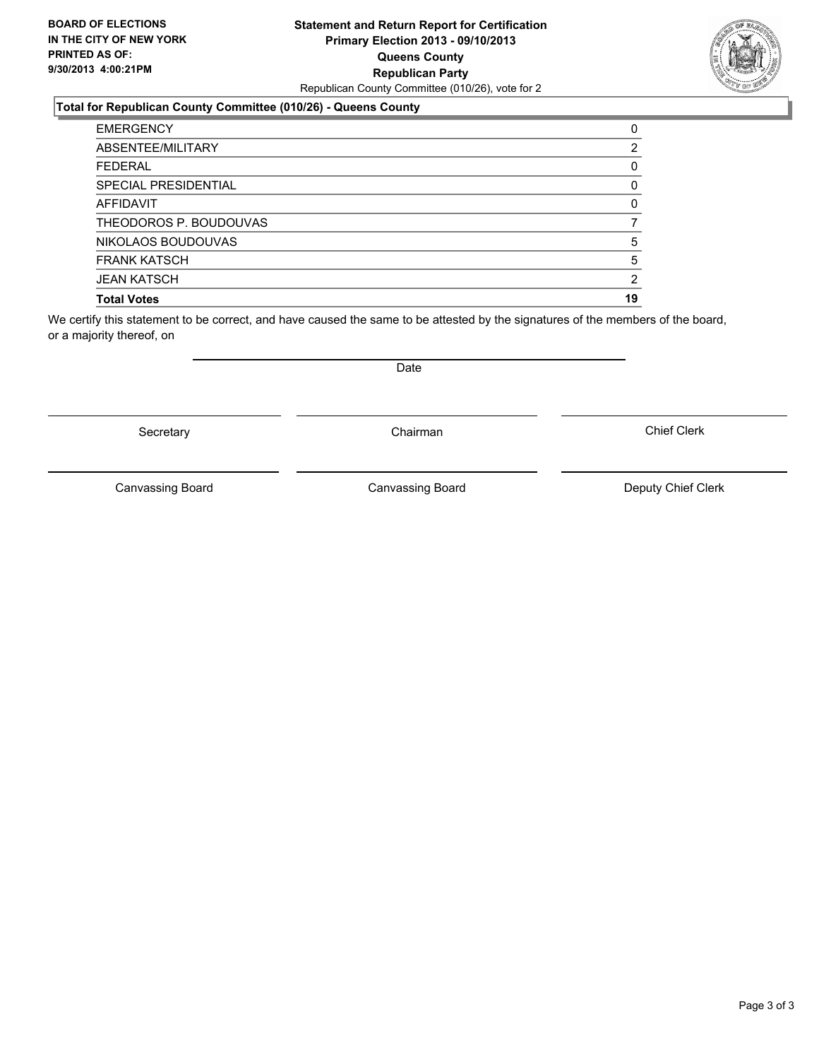**BOARD OF ELECTIONS IN THE CITY OF NEW YORK PRINTED AS OF: 9/30/2013 4:00:21PM**

**Statement and Return Report for Certification**
**Primary Election 2013 - 09/10/2013**
**Queens County**
**Republican Party**
Republican County Committee (010/26), vote for 2

**Total for Republican County Committee (010/26) - Queens County**

| | |
|---|---|
| EMERGENCY | 0 |
| ABSENTEE/MILITARY | 2 |
| FEDERAL | 0 |
| SPECIAL PRESIDENTIAL | 0 |
| AFFIDAVIT | 0 |
| THEODOROS P. BOUDOUVAS | 7 |
| NIKOLAOS BOUDOUVAS | 5 |
| FRANK KATSCH | 5 |
| JEAN KATSCH | 2 |
| **Total Votes** | **19** |

We certify this statement to be correct, and have caused the same to be attested by the signatures of the members of the board, or a majority thereof, on

Date

Secretary — Chairman — Chief Clerk

Canvassing Board — Canvassing Board — Deputy Chief Clerk